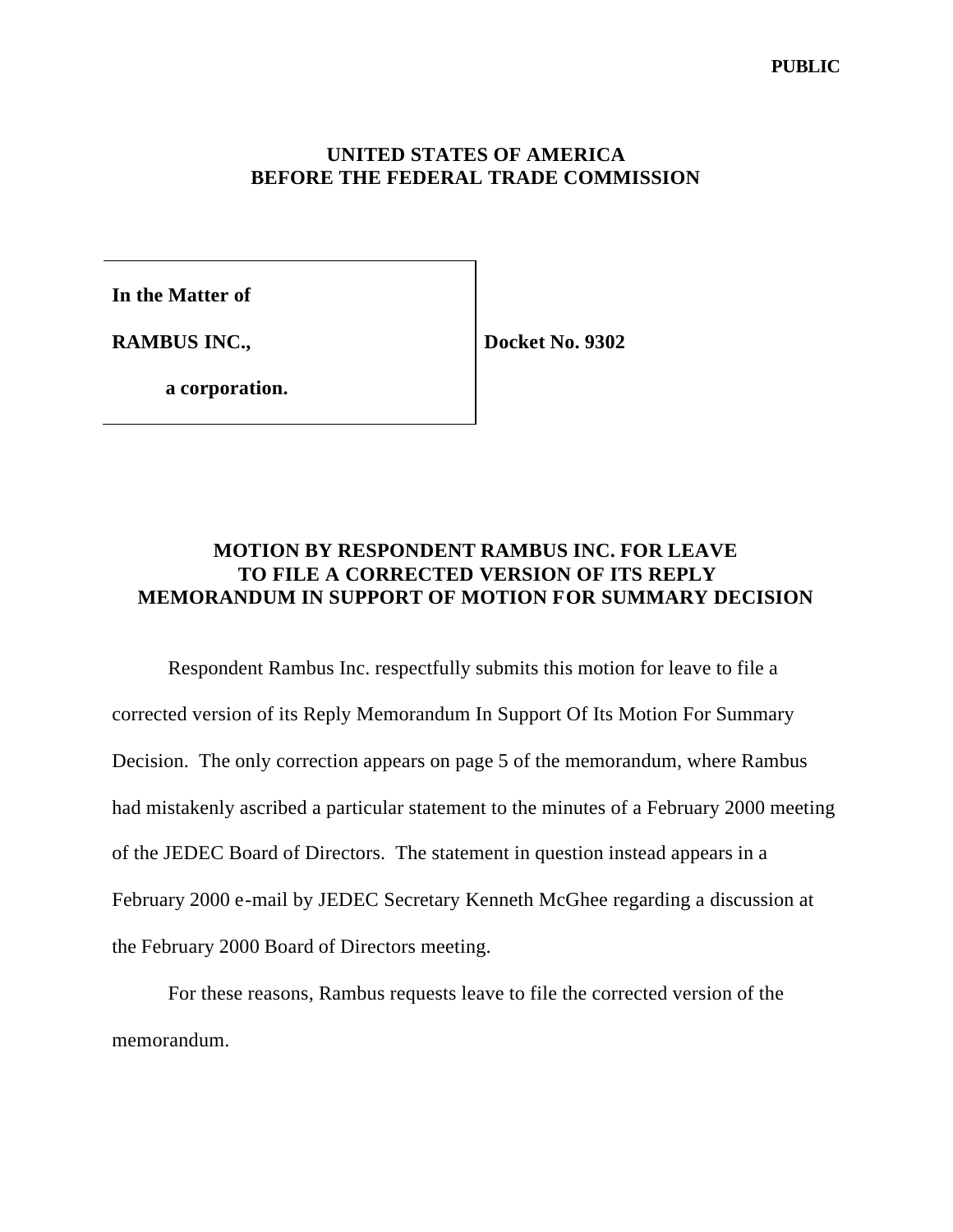**PUBLIC**

**UNITED STATES OF AMERICA**
**BEFORE THE FEDERAL TRADE COMMISSION**

| | |
|---|---|
| **In the Matter of**<br><br>**RAMBUS INC.,**<br><br>**a corporation.** | **Docket No. 9302** |

## MOTION BY RESPONDENT RAMBUS INC. FOR LEAVE TO FILE A CORRECTED VERSION OF ITS REPLY MEMORANDUM IN SUPPORT OF MOTION FOR SUMMARY DECISION

Respondent Rambus Inc. respectfully submits this motion for leave to file a corrected version of its Reply Memorandum In Support Of Its Motion For Summary Decision. The only correction appears on page 5 of the memorandum, where Rambus had mistakenly ascribed a particular statement to the minutes of a February 2000 meeting of the JEDEC Board of Directors. The statement in question instead appears in a February 2000 e-mail by JEDEC Secretary Kenneth McGhee regarding a discussion at the February 2000 Board of Directors meeting.

For these reasons, Rambus requests leave to file the corrected version of the memorandum.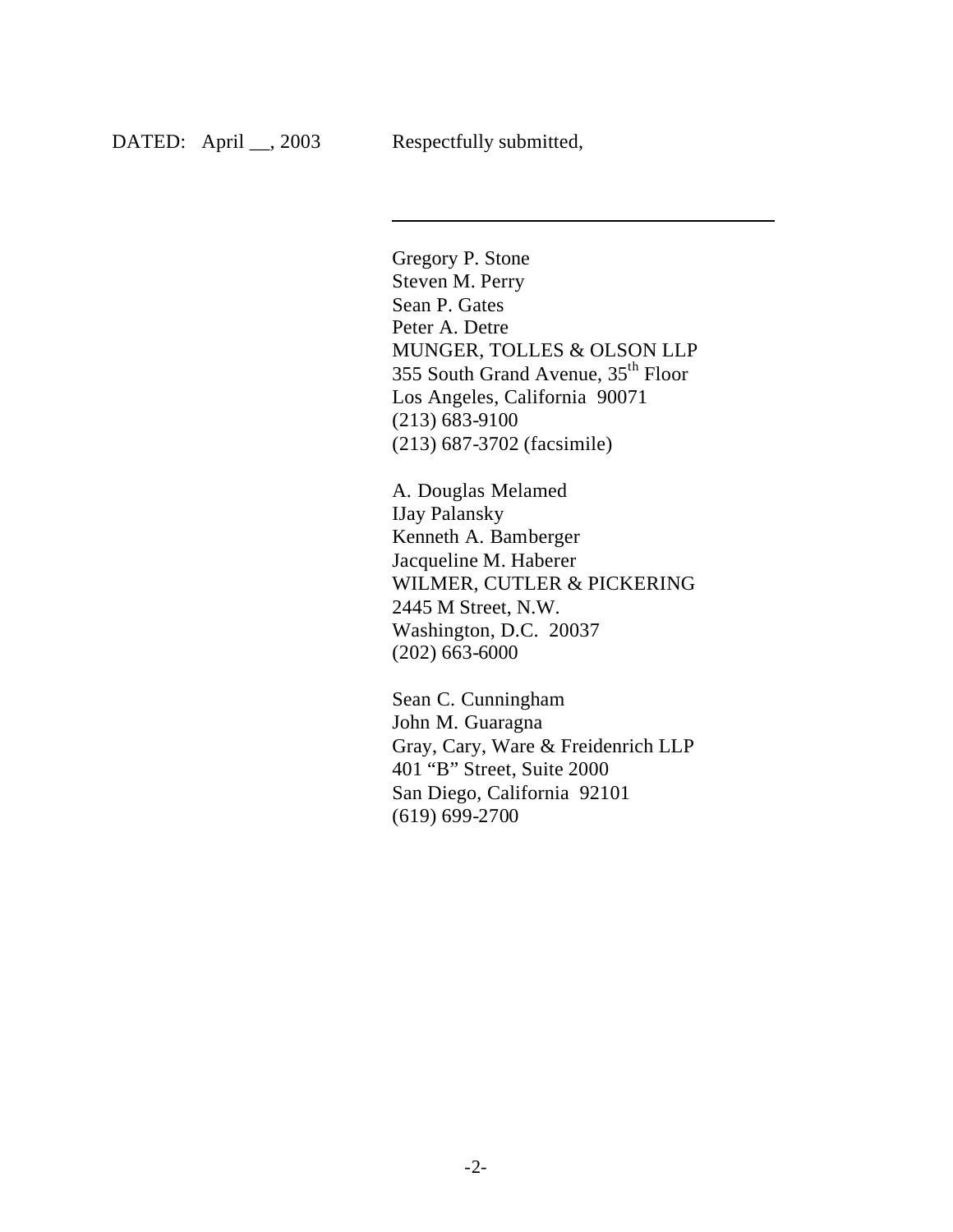DATED: April __, 2003 Respectfully submitted,

\_\_\_\_\_\_\_\_\_\_\_\_\_\_\_\_\_\_\_\_\_\_\_\_\_\_\_\_\_\_\_\_\_\_\_\_\_\_

Gregory P. Stone  
Steven M. Perry  
Sean P. Gates  
Peter A. Detre  
MUNGER, TOLLES & OLSON LLP  
355 South Grand Avenue, 35th Floor  
Los Angeles, California 90071  
(213) 683-9100  
(213) 687-3702 (facsimile)

A. Douglas Melamed  
IJay Palansky  
Kenneth A. Bamberger  
Jacqueline M. Haberer  
WILMER, CUTLER & PICKERING  
2445 M Street, N.W.  
Washington, D.C. 20037  
(202) 663-6000

Sean C. Cunningham  
John M. Guaragna  
Gray, Cary, Ware & Freidenrich LLP  
401 "B" Street, Suite 2000  
San Diego, California 92101  
(619) 699-2700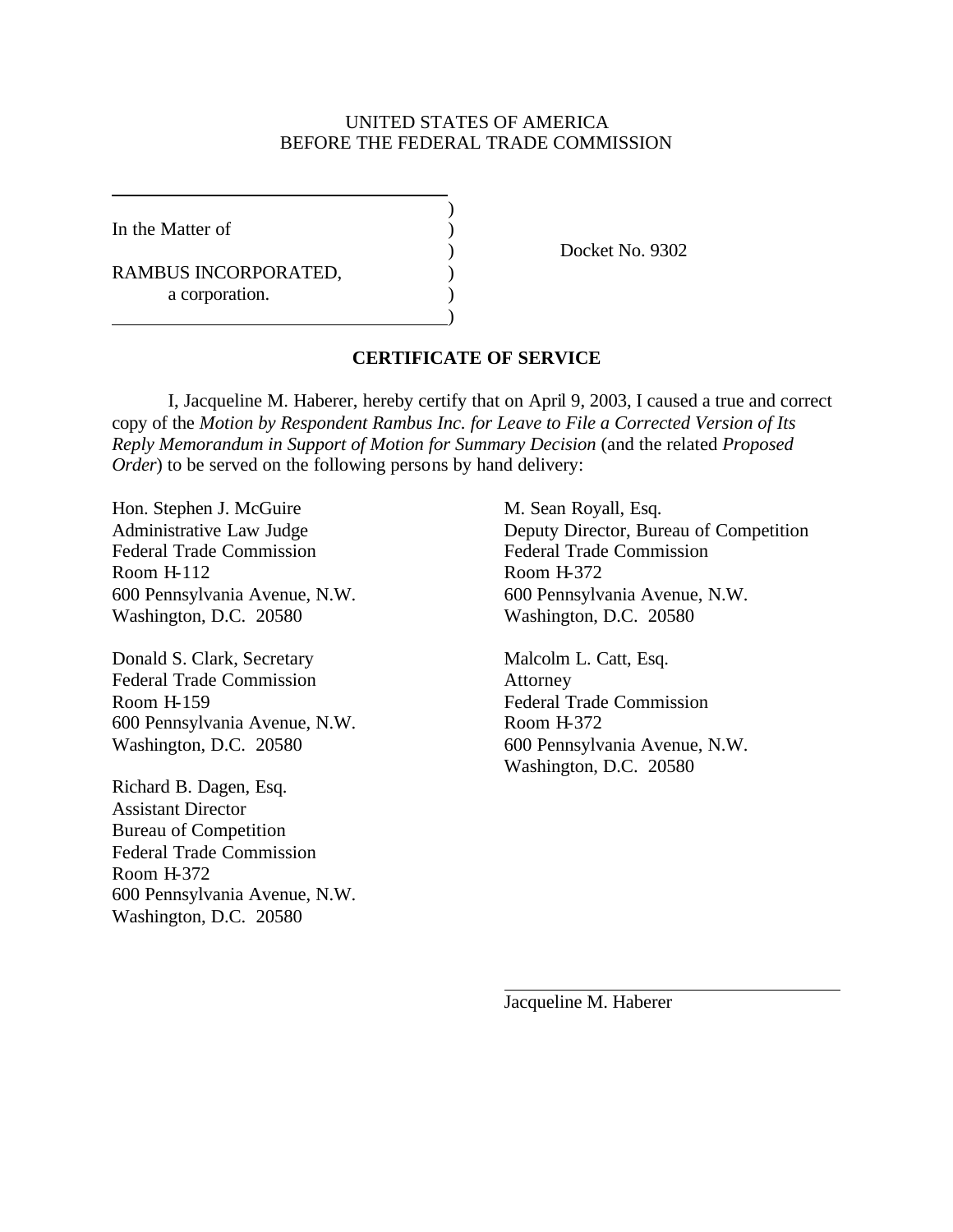UNITED STATES OF AMERICA
BEFORE THE FEDERAL TRADE COMMISSION

In the Matter of

RAMBUS INCORPORATED,
a corporation.

Docket No. 9302

## CERTIFICATE OF SERVICE

I, Jacqueline M. Haberer, hereby certify that on April 9, 2003, I caused a true and correct copy of the *Motion by Respondent Rambus Inc. for Leave to File a Corrected Version of Its Reply Memorandum in Support of Motion for Summary Decision* (and the related *Proposed Order*) to be served on the following persons by hand delivery:

Hon. Stephen J. McGuire
Administrative Law Judge
Federal Trade Commission
Room H-112
600 Pennsylvania Avenue, N.W.
Washington, D.C. 20580

Donald S. Clark, Secretary
Federal Trade Commission
Room H-159
600 Pennsylvania Avenue, N.W.
Washington, D.C. 20580

Richard B. Dagen, Esq.
Assistant Director
Bureau of Competition
Federal Trade Commission
Room H-372
600 Pennsylvania Avenue, N.W.
Washington, D.C. 20580

M. Sean Royall, Esq.
Deputy Director, Bureau of Competition
Federal Trade Commission
Room H-372
600 Pennsylvania Avenue, N.W.
Washington, D.C. 20580

Malcolm L. Catt, Esq.
Attorney
Federal Trade Commission
Room H-372
600 Pennsylvania Avenue, N.W.
Washington, D.C. 20580

Jacqueline M. Haberer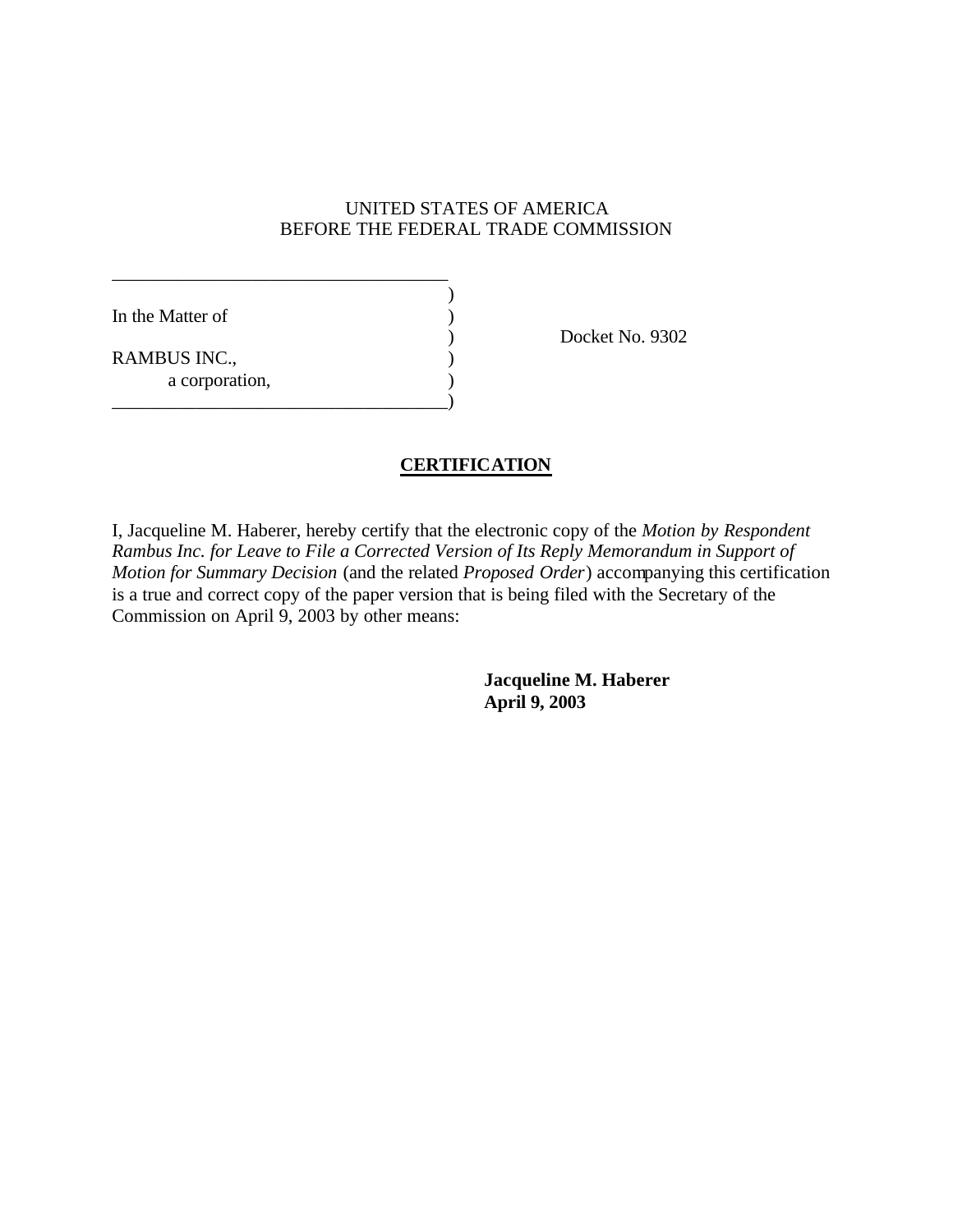UNITED STATES OF AMERICA
BEFORE THE FEDERAL TRADE COMMISSION

| | | |
|---|---|---|
| In the Matter of | ) | |
| | ) | Docket No. 9302 |
| RAMBUS INC., | ) | |
| a corporation, | ) | |

## **CERTIFICATION**

I, Jacqueline M. Haberer, hereby certify that the electronic copy of the *Motion by Respondent Rambus Inc. for Leave to File a Corrected Version of Its Reply Memorandum in Support of Motion for Summary Decision* (and the related *Proposed Order*) accompanying this certification is a true and correct copy of the paper version that is being filed with the Secretary of the Commission on April 9, 2003 by other means:

**Jacqueline M. Haberer**
**April 9, 2003**